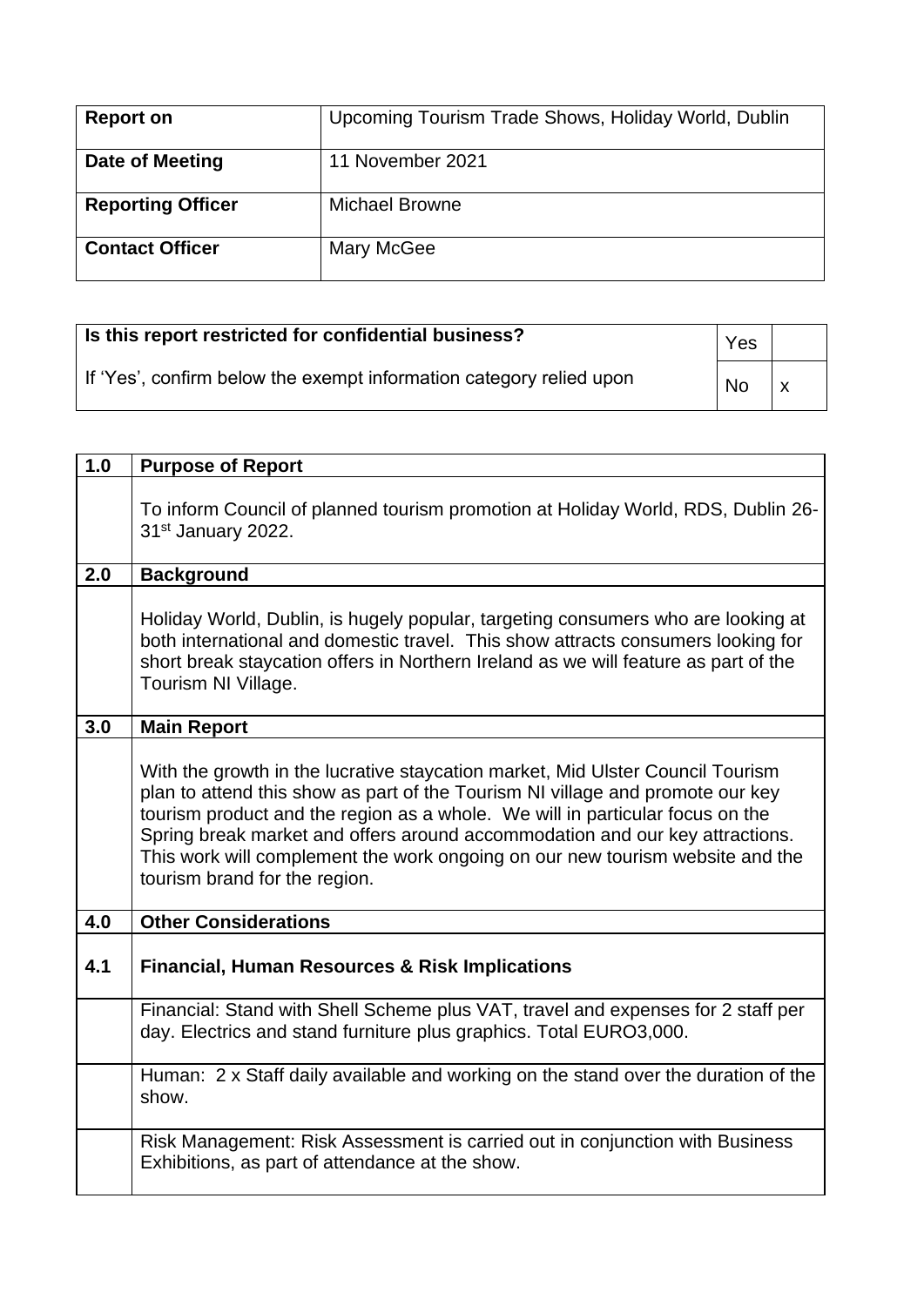| | |
|---|---|
| **Report on** | Upcoming Tourism Trade Shows, Holiday World, Dublin |
| **Date of Meeting** | 11 November 2021 |
| **Reporting Officer** | Michael Browne |
| **Contact Officer** | Mary McGee |

| | | |
|---|---|---|
| **Is this report restricted for confidential business?** | Yes | |
| If 'Yes', confirm below the exempt information category relied upon | No | x |

| | |
|---|---|
| **1.0** | **Purpose of Report** |
| | To inform Council of planned tourism promotion at Holiday World, RDS, Dublin 26-31st January 2022. |
| **2.0** | **Background** |
| | Holiday World, Dublin, is hugely popular, targeting consumers who are looking at both international and domestic travel. This show attracts consumers looking for short break staycation offers in Northern Ireland as we will feature as part of the Tourism NI Village. |
| **3.0** | **Main Report** |
| | With the growth in the lucrative staycation market, Mid Ulster Council Tourism plan to attend this show as part of the Tourism NI village and promote our key tourism product and the region as a whole. We will in particular focus on the Spring break market and offers around accommodation and our key attractions. This work will complement the work ongoing on our new tourism website and the tourism brand for the region. |
| **4.0** | **Other Considerations** |
| **4.1** | **Financial, Human Resources & Risk Implications** |
| | Financial: Stand with Shell Scheme plus VAT, travel and expenses for 2 staff per day. Electrics and stand furniture plus graphics. Total EURO3,000. |
| | Human: 2 x Staff daily available and working on the stand over the duration of the show. |
| | Risk Management: Risk Assessment is carried out in conjunction with Business Exhibitions, as part of attendance at the show. |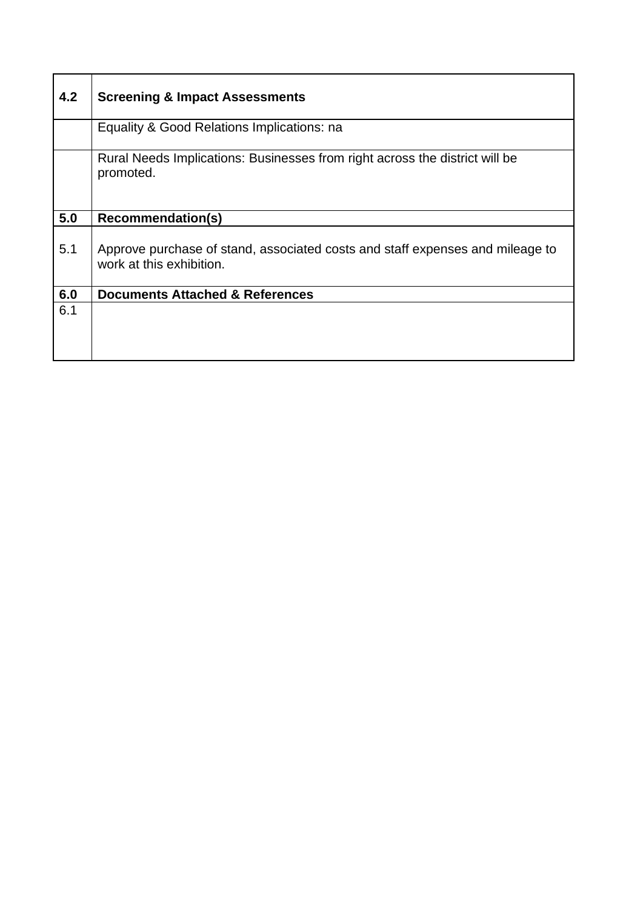| | |
|---|---|
| **4.2** | **Screening & Impact Assessments** |
| | Equality & Good Relations Implications: na |
| | Rural Needs Implications: Businesses from right across the district will be promoted. |
| **5.0** | **Recommendation(s)** |
| 5.1 | Approve purchase of stand, associated costs and staff expenses and mileage to work at this exhibition. |
| **6.0** | **Documents Attached & References** |
| 6.1 | |